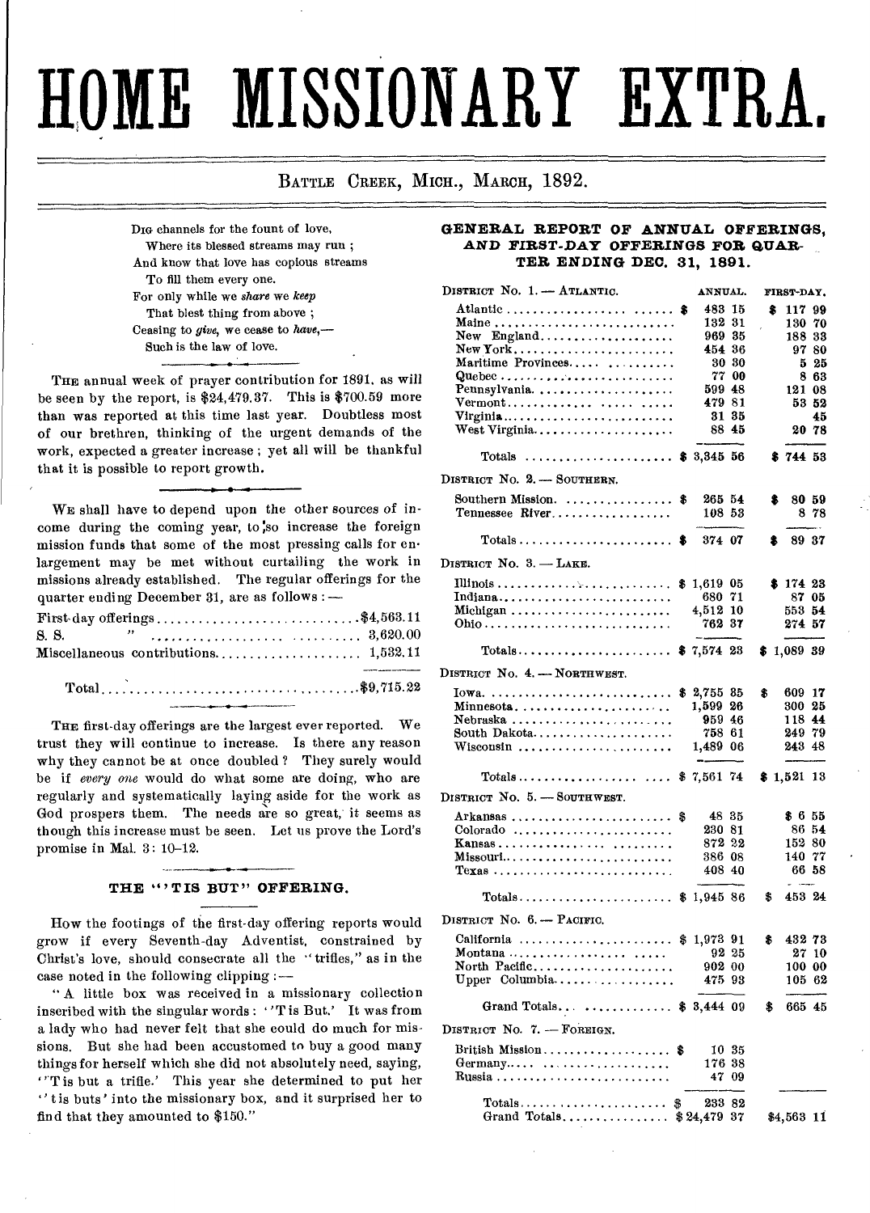# HOME MISSIONARY EXTRA.

BATTLE CREEK, MICH., MARCH, 1892.

Dig channels for the fount of love,
Where its blessed streams may run ;
And know that love has copious streams
To fill them every one.
For only while we *share* we *keep*
That blest thing from above ;
Ceasing to *give*, we cease to *have*,—
Such is the law of love.

THE annual week of prayer contribution for 1891, as will be seen by the report, is $24,479.37. This is $700.59 more than was reported at this time last year. Doubtless most of our brethren, thinking of the urgent demands of the work, expected a greater increase ; yet all will be thankful that it is possible to report growth.

WE shall have to depend upon the other sources of income during the coming year, to so increase the foreign mission funds that some of the most pressing calls for enlargement may be met without curtailing the work in missions already established. The regular offerings for the quarter ending December 31, are as follows :—

| | |
|---|---|
| First-day offerings | $4,563.11 |
| S. S. " | 3,620.00 |
| Miscellaneous contributions | 1,532.11 |
| Total | $9,715.22 |

THE first-day offerings are the largest ever reported. We trust they will continue to increase. Is there any reason why they cannot be at once doubled? They surely would be if *every one* would do what some are doing, who are regularly and systematically laying aside for the work as God prospers them. The needs are so great, it seems as though this increase must be seen. Let us prove the Lord's promise in Mal. 3: 10–12.

## THE "'TIS BUT" OFFERING.

How the footings of the first-day offering reports would grow if every Seventh-day Adventist, constrained by Christ's love, should consecrate all the "trifles," as in the case noted in the following clipping :—

"A little box was received in a missionary collection inscribed with the singular words: ''Tis But.' It was from a lady who had never felt that she could do much for missions. But she had been accustomed to buy a good many things for herself which she did not absolutely need, saying, ''Tis but a trifle.' This year she determined to put her ''tis buts' into the missionary box, and it surprised her to find that they amounted to $150."

## GENERAL REPORT OF ANNUAL OFFERINGS, AND FIRST-DAY OFFERINGS FOR QUARTER ENDING DEC. 31, 1891.

| | ANNUAL. | FIRST-DAY. |
|---|---|---|
| **DISTRICT No. 1. — ATLANTIC.** | | |
| Atlantic | $ 483 15 | $ 117 99 |
| Maine | 132 31 | 130 70 |
| New England | 969 35 | 188 33 |
| New York | 454 36 | 97 80 |
| Maritime Provinces | 30 30 | 5 25 |
| Quebec | 77 00 | 8 63 |
| Pennsylvania | 599 48 | 121 08 |
| Vermont | 479 81 | 53 52 |
| Virginia | 31 35 | 45 |
| West Virginia | 88 45 | 20 78 |
| Totals | $ 3,345 56 | $ 744 53 |
| **DISTRICT No. 2. — SOUTHERN.** | | |
| Southern Mission | $ 265 54 | $ 80 59 |
| Tennessee River | 108 53 | 8 78 |
| Totals | $ 374 07 | $ 89 37 |
| **DISTRICT No. 3. — LAKE.** | | |
| Illinois | $ 1,619 05 | $ 174 23 |
| Indiana | 680 71 | 87 05 |
| Michigan | 4,512 10 | 553 54 |
| Ohio | 762 37 | 274 57 |
| Totals | $ 7,574 23 | $ 1,089 39 |
| **DISTRICT No. 4. — NORTHWEST.** | | |
| Iowa | $ 2,755 35 | $ 609 17 |
| Minnesota | 1,599 26 | 300 25 |
| Nebraska | 959 46 | 118 44 |
| South Dakota | 758 61 | 249 79 |
| Wisconsin | 1,489 06 | 243 48 |
| Totals | $ 7,561 74 | $ 1,521 13 |
| **DISTRICT No. 5. — SOUTHWEST.** | | |
| Arkansas | $ 48 35 | $ 6 55 |
| Colorado | 230 81 | 86 54 |
| Kansas | 872 22 | 152 80 |
| Missouri | 386 08 | 140 77 |
| Texas | 408 40 | 66 58 |
| Totals | $ 1,945 86 | $ 453 24 |
| **DISTRICT No. 6. — PACIFIC.** | | |
| California | $ 1,973 91 | $ 432 73 |
| Montana | 92 25 | 27 10 |
| North Pacific | 902 00 | 100 00 |
| Upper Columbia | 475 93 | 105 62 |
| Grand Totals | $ 3,444 09 | $ 665 45 |
| **DISTRICT No. 7. — FOREIGN.** | | |
| British Mission | $ 10 35 | |
| Germany | 176 38 | |
| Russia | 47 09 | |
| Totals | $ 233 82 | |
| Grand Totals | $ 24,479 37 | $4,563 11 |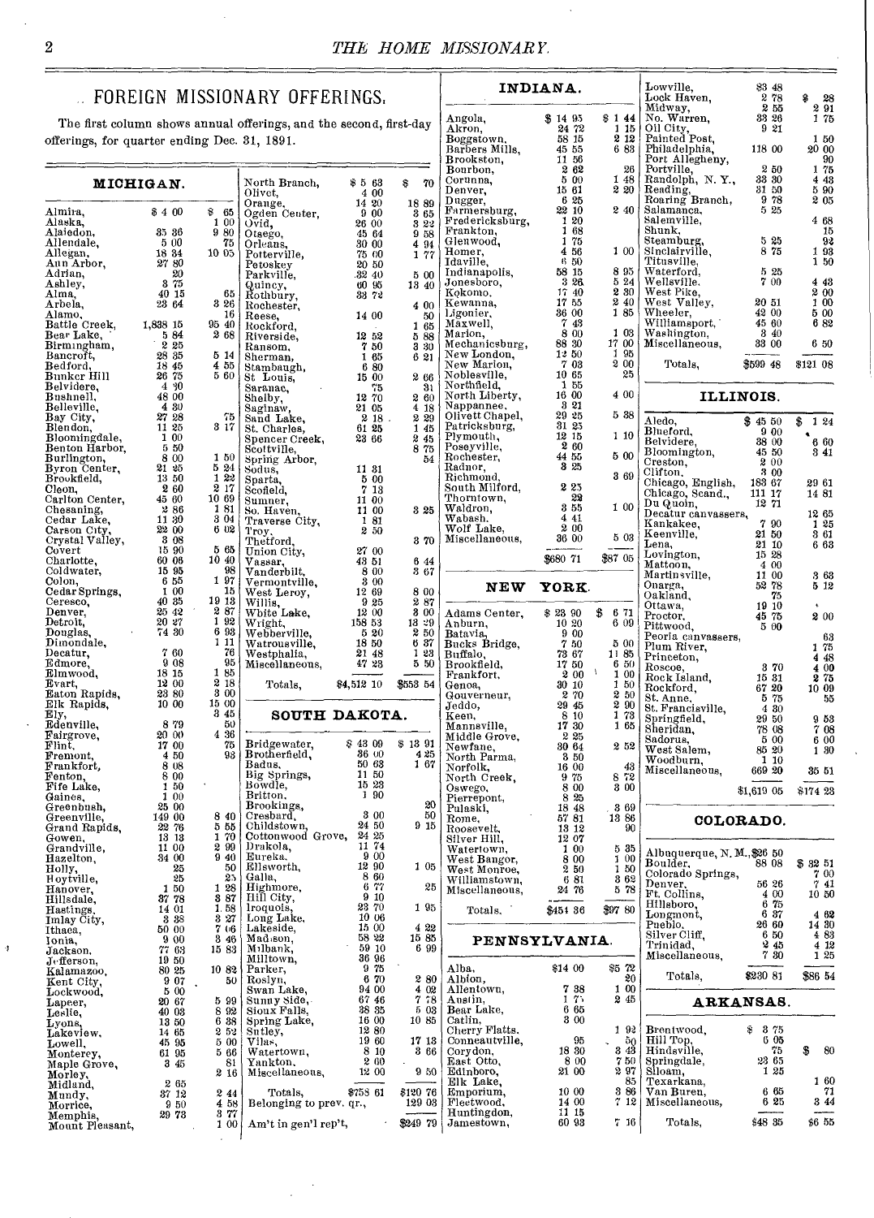## FOREIGN MISSIONARY OFFERINGS.

The first column shows annual offerings, and the second, first-day offerings, for quarter ending Dec. 31, 1891.

### MICHIGAN.

| | | |
|---|---|---|
| Almira, | $4 00 | $ 65 |
| Alaska, | | 1 00 |
| Alaiedon, | 35 36 | 9 80 |
| Allendale, | 5 00 | 75 |
| Allegan, | 18 34 | 10 05 |
| Ann Arbor, | 27 80 | |
| Adrian, | 20 | |
| Ashley, | 3 75 | |
| Alma, | 40 15 | 65 |
| Arbela, | 23 64 | 3 26 |
| Alamo, | | 16 |
| Battle Creek, | 1,838 15 | 95 40 |
| Bear Lake, | 5 84 | 2 68 |
| Birmingham, | 2 25 | |
| Bancroft, | 28 35 | 5 14 |
| Bedford, | 18 45 | 4 55 |
| Bunker Hill | 26 75 | 5 60 |
| Belvidere, | 4 90 | |
| Bushnell, | 48 00 | |
| Belleville, | 4 30 | |
| Bay City, | 27 28 | 75 |
| Blendon, | 11 25 | 3 17 |
| Bloomingdale, | 1 00 | |
| Benton Harbor, | 5 50 | |
| Burlington, | 8 00 | 1 50 |
| Byron Center, | 21 25 | 5 24 |
| Brookfield, | 13 50 | 1 22 |
| Cleon, | 2 60 | 2 17 |
| Carlton Center, | 45 60 | 10 69 |
| Chesaning, | 2 86 | 1 81 |
| Cedar Lake, | 11 30 | 3 04 |
| Carson City, | 22 00 | 6 02 |
| Crystal Valley, | 3 08 | |
| Covert | 15 90 | 5 65 |
| Charlotte, | 60 06 | 10 40 |
| Coldwater, | 15 95 | 98 |
| Colon, | 6 55 | 1 97 |
| Cedar Springs, | 1 00 | 15 |
| Ceresco, | 40 35 | 19 13 |
| Denver, | 25 42 | 2 87 |
| Detroit, | 20 27 | 1 92 |
| Douglas, | 74 30 | 6 93 |
| Dimondale, | | 1 11 |
| Decatur, | 7 60 | 76 |
| Edmore, | 9 08 | 95 |
| Elmwood, | 18 15 | 1 85 |
| Evart, | 12 00 | 2 18 |
| Eaton Rapids, | 23 80 | 3 00 |
| Elk Rapids, | 10 00 | 15 00 |
| Ely, | | 3 45 |
| Edenville, | 8 79 | 50 |
| Fairgrove, | 20 00 | 4 36 |
| Flint, | 17 00 | 75 |
| Fremont, | 4 50 | 93 |
| Frankfort, | 8 08 | |
| Fenton, | 8 00 | |
| Fife Lake, | 1 50 | |
| Gaines, | 1 00 | |
| Greenbush, | 25 00 | |
| Greenville, | 149 00 | 8 40 |
| Grand Rapids, | 22 76 | 5 55 |
| Gowen, | 13 13 | 1 70 |
| Grandville, | 11 00 | 2 99 |
| Hazelton, | 34 00 | 9 40 |
| Holly, | 25 | 50 |
| Hoytville, | 25 | 25 |
| Hanover, | 1 50 | 1 28 |
| Hillsdale, | 37 78 | 3 87 |
| Hastings, | 14 01 | 1 58 |
| Imlay City, | 3 38 | 3 27 |
| Ithaca, | 50 00 | 7 06 |
| Ionia, | 9 00 | 3 46 |
| Jackson, | 77 63 | 15 83 |
| Jefferson, | 19 50 | |
| Kalamazoo, | 80 25 | 10 82 |
| Kent City, | 9 07 | 50 |
| Lockwood, | 5 00 | |
| Lapeer, | 20 67 | 5 99 |
| Leslie, | 40 03 | 8 92 |
| Lyons, | 13 50 | 6 38 |
| Lakeview, | 14 65 | 2 52 |
| Lowell, | 45 95 | 5 00 |
| Monterey, | 61 95 | 5 66 |
| Maple Grove, | 3 45 | 81 |
| Morley, | | 2 16 |
| Midland, | 2 65 | |
| Mundy, | 37 12 | 2 44 |
| Morrice, | 9 50 | 4 58 |
| Memphis, | 29 73 | 3 77 |
| Mount Pleasant, | | 1 00 |
| North Branch, | $5 63 | $ 70 |
| Olivet, | 4 00 | |
| Orange, | 14 20 | 18 89 |
| Ogden Center, | 9 00 | 3 65 |
| Ovid, | 26 00 | 3 22 |
| Otsego, | 45 64 | 9 58 |
| Orleans, | 30 00 | 4 94 |
| Potterville, | 75 00 | 1 77 |
| Petoskey | 20 50 | |
| Parkville, | 32 40 | 5 00 |
| Quincy, | 60 95 | 13 40 |
| Rothbury, | 33 72 | |
| Rochester, | | 4 00 |
| Reese, | 14 00 | 50 |
| Rockford, | | 1 65 |
| Riverside, | 12 52 | 5 88 |
| Ransom, | 7 50 | 3 30 |
| Sherman, | 1 65 | 6 21 |
| Stambaugh, | 6 80 | |
| St Louis, | 15 00 | 2 66 |
| Saranac, | 75 | 31 |
| Shelby, | 12 70 | 2 60 |
| Saginaw, | 21 05 | 4 18 |
| Sand Lake, | 2 18 | 2 29 |
| St. Charles, | 61 25 | 1 45 |
| Spencer Creek, | 23 66 | 2 45 |
| Scottville, | | 8 75 |
| Spring Arbor, | | 54 |
| Sodus, | 11 31 | |
| Sparta, | 5 00 | |
| Scofield, | 7 13 | |
| Sumner, | 11 00 | |
| So. Haven, | 11 00 | 3 25 |
| Traverse City, | 1 81 | |
| Troy, | 2 50 | |
| Thetford, | | 3 70 |
| Union City, | 27 00 | |
| Vassar, | 43 51 | 6 44 |
| Vanderbilt, | 8 00 | 3 67 |
| Vermontville, | 3 00 | |
| West Leroy, | 12 69 | 8 00 |
| Willis, | 9 25 | 2 87 |
| White Lake, | 12 00 | 3 00 |
| Wright, | 158 53 | 13 29 |
| Webberville, | 5 20 | 2 50 |
| Watrousville, | 18 50 | 6 37 |
| Westphalia, | 21 48 | 1 23 |
| Miscellaneous, | 47 23 | 5 50 |
| Totals, | $4,512 10 | $553 54 |

### SOUTH DAKOTA.

| | | |
|---|---|---|
| Bridgewater, | $43 09 | $13 91 |
| Brotherfield, | 36 00 | 4 25 |
| Badus, | 50 63 | 1 67 |
| Big Springs, | 11 50 | |
| Bowdle, | 15 23 | |
| Britton, | 1 90 | |
| Brookings, | | 20 |
| Cresbard, | 3 00 | 50 |
| Childstown, | 24 50 | 9 15 |
| Cottonwood Grove, | 24 25 | |
| Drakola, | 11 74 | |
| Eureka, | 9 00 | |
| Ellsworth, | 12 90 | 1 05 |
| Galla, | 8 60 | |
| Highmore, | 6 77 | 25 |
| Hill City, | 9 10 | |
| Iroquois, | 23 70 | 1 95 |
| Long Lake, | 10 06 | |
| Lakeside, | 15 00 | 4 22 |
| Madison, | 58 22 | 15 85 |
| Milbank, | 59 10 | 6 99 |
| Milltown, | 36 96 | |
| Parker, | 9 75 | |
| Roslyn, | 6 70 | 2 80 |
| Swan Lake, | 94 00 | 4 02 |
| Sunny Side, | 67 46 | 7 78 |
| Sioux Falls, | 38 35 | 5 03 |
| Spring Lake, | 16 00 | 10 85 |
| Sutley, | 12 80 | |
| Vilas, | 19 60 | 17 13 |
| Watertown, | 8 10 | 3 66 |
| Yankton, | 2 60 | |
| Miscellaneous, | 12 00 | 9 50 |
| Totals, | $758 61 | $120 76 |
| Belonging to prev. qr., | | 129 03 |
| Am't in gen'l rep't, | | $249 79 |

### INDIANA.

| | | |
|---|---|---|
| Angola, | $14 95 | $1 44 |
| Akron, | 24 72 | 1 15 |
| Boggstown, | 58 15 | 2 12 |
| Barbers Mills, | 45 55 | 6 83 |
| Brookston, | 11 56 | |
| Bourbon, | 2 62 | 26 |
| Corinna, | 5 00 | 1 48 |
| Denver, | 15 61 | 2 20 |
| Dugger, | 6 25 | |
| Farmersburg, | 22 10 | 2 40 |
| Fredericksburg, | 1 20 | |
| Frankton, | 1 68 | |
| Glenwood, | 1 75 | |
| Homer, | 4 56 | 1 00 |
| Idaville, | 6 50 | |
| Indianapolis, | 58 15 | 8 95 |
| Jonesboro, | 3 26 | 5 24 |
| Kokomo, | 17 40 | 2 30 |
| Kewanna, | 17 55 | 2 40 |
| Ligonier, | 36 00 | 1 85 |
| Maxwell, | 7 43 | |
| Marion, | 8 00 | 1 03 |
| Mechanicsburg, | 88 30 | 17 00 |
| New London, | 12 50 | 1 95 |
| New Marion, | 7 03 | 2 00 |
| Noblesville, | 10 65 | 25 |
| Northfield, | 1 55 | |
| North Liberty, | 16 00 | 4 00 |
| Nappannee, | 3 21 | |
| Olivett Chapel, | 29 25 | 5 38 |
| Patricksburg, | 31 25 | |
| Plymouth, | 12 15 | 1 10 |
| Poseyville, | 2 60 | |
| Rochester, | 44 55 | 5 00 |
| Radnor, | 3 25 | |
| Richmond, | | 3 69 |
| South Milford, | 2 25 | |
| Thorntown, | 22 | |
| Waldron, | 3 55 | 1 00 |
| Wabash, | 4 41 | |
| Wolf Lake, | 2 00 | |
| Miscellaneous, | 36 00 | 5 03 |
| | $680 71 | $87 05 |

### NEW YORK.

| | | |
|---|---|---|
| Adams Center, | $23 90 | $6 71 |
| Auburn, | 10 20 | 6 09 |
| Batavia, | 9 00 | |
| Bucks Bridge, | 7 50 | 5 00 |
| Buffalo, | 73 67 | 11 85 |
| Brookfield, | 17 50 | 6 50 |
| Frankfort, | 2 00 | 1 00 |
| Genoa, | 30 10 | 1 50 |
| Gouverneur, | 2 70 | 2 50 |
| Jeddo, | 29 45 | 2 90 |
| Keen, | 8 10 | 1 73 |
| Mannsville, | 17 30 | 1 65 |
| Middle Grove, | 2 25 | |
| Newfane, | 30 64 | 2 52 |
| North Parma, | 3 50 | |
| Norfolk, | 16 00 | 43 |
| North Creek, | 9 75 | 8 72 |
| Oswego, | 8 00 | 3 00 |
| Pierrepont, | 8 25 | |
| Pulaski, | 18 48 | 3 69 |
| Rome, | 57 81 | 13 86 |
| Roosevelt, | 13 12 | 90 |
| Silver Hill, | 12 07 | |
| Watertown, | 1 00 | 5 35 |
| West Bangor, | 8 00 | 1 00 |
| West Monroe, | 2 50 | 1 50 |
| Williamstown, | 6 81 | 3 62 |
| Miscellaneous, | 24 76 | 5 78 |
| Totals. | $451 36 | $97 80 |

### PENNSYLVANIA.

| | | |
|---|---|---|
| Alba, | $14 00 | $5 72 |
| Albion, | | 20 |
| Allentown, | 7 38 | 1 00 |
| Austin, | 1 75 | 2 45 |
| Bear Lake, | 6 65 | |
| Catlin, | 3 00 | |
| Cherry Flatts. | | 1 92 |
| Conneautville, | 95 | 50 |
| Corydon, | 18 30 | 3 43 |
| East Otto, | 8 00 | 7 50 |
| Edinboro, | 21 00 | 2 97 |
| Elk Lake, | | 85 |
| Emporium, | 10 00 | 3 86 |
| Fleetwood, | 14 00 | 7 12 |
| Huntingdon, | 11 15 | |
| Jamestown, | 60 93 | 7 16 |
| Lowville, | $3 48 | |
| Lock Haven, | 2 78 | $ 28 |
| Midway, | 2 55 | 2 91 |
| No. Warren, | 33 26 | 1 75 |
| Oil City, | 9 21 | |
| Painted Post, | | 1 50 |
| Philadelphia, | 118 00 | 20 00 |
| Port Allegheny, | | 90 |
| Portville, | 2 50 | 1 75 |
| Randolph, N. Y., | 33 30 | 4 43 |
| Reading, | 31 50 | 5 90 |
| Roaring Branch, | 9 78 | 2 05 |
| Salamanca, | 5 25 | |
| Salemville, | | 4 68 |
| Shunk, | | 15 |
| Steamburg, | 5 25 | 92 |
| Sinclairville, | 8 75 | 1 93 |
| Titusville, | | 1 50 |
| Waterford, | 5 25 | |
| Wellsville. | 7 00 | 4 43 |
| West Pike, | | 2 00 |
| West Valley, | 20 51 | 1 00 |
| Wheeler, | 42 00 | 5 00 |
| Williamsport, | 45 60 | 6 82 |
| Washington, | 3 40 | |
| Miscellaneous, | 33 00 | 6 50 |
| Totals, | $599 48 | $121 08 |

### ILLINOIS.

| | | |
|---|---|---|
| Aledo, | $45 50 | $1 24 |
| Bluford, | 9 00 | |
| Belvidere, | 38 00 | 6 60 |
| Bloomington, | 45 50 | 3 41 |
| Creston, | 2 00 | |
| Clifton, | 3 00 | |
| Chicago, English, | 183 67 | 29 61 |
| Chicago, Scand., | 111 17 | 14 81 |
| Du Quoin, | 12 71 | |
| Decatur canvassers, | | 12 65 |
| Kankakee, | 7 90 | 1 25 |
| Keenville, | 21 50 | 3 61 |
| Lena, | 21 10 | 6 63 |
| Lovington, | 15 28 | |
| Mattoon, | 4 00 | |
| Martinsville, | 11 00 | 3 63 |
| Onarga, | 52 78 | 5 12 |
| Oakland, | 75 | |
| Ottawa, | 19 10 | |
| Proctor, | 45 75 | 2 00 |
| Pittwood, | 5 00 | |
| Peoria canvassers, | | 63 |
| Plum River, | | 1 75 |
| Princeton, | | 4 48 |
| Roscoe, | 3 70 | 4 00 |
| Rock Island, | 15 31 | 2 75 |
| Rockford, | 67 20 | 10 09 |
| St. Anne, | 5 75 | 55 |
| St. Francisville, | 4 30 | |
| Springfield, | 29 50 | 9 53 |
| Sheridan, | 78 08 | 7 08 |
| Sadorus, | 5 00 | 6 00 |
| West Salem, | 85 20 | 1 30 |
| Woodburn, | 1 10 | |
| Miscellaneous, | 669 20 | 35 51 |
| | $1,619 05 | $174 23 |

### COLORADO.

| | | |
|---|---|---|
| Albuquerque, N. M., | $26 50 | |
| Boulder, | 88 08 | $32 51 |
| Colorado Springs, | | 7 00 |
| Denver, | 56 26 | 7 41 |
| Ft. Collins, | 4 00 | 10 50 |
| Hillsboro, | 6 75 | |
| Longmont, | 6 37 | 4 62 |
| Pueblo, | 26 60 | 14 30 |
| Silver Cliff, | 6 50 | 4 83 |
| Trinidad, | 2 45 | 4 12 |
| Miscellaneous, | 7 30 | 1 25 |
| Totals, | $230 81 | $86 54 |

### ARKANSAS.

| | | |
|---|---|---|
| Brentwood, | $3 75 | |
| Hill Top, | 6 05 | |
| Hindsville, | 75 | $ 80 |
| Springdale, | 23 65 | |
| Siloam, | 1 25 | |
| Texarkana, | | 1 60 |
| Van Buren, | 6 65 | 71 |
| Miscellaneous, | 6 25 | 3 44 |
| Totals, | $48 35 | $6 55 |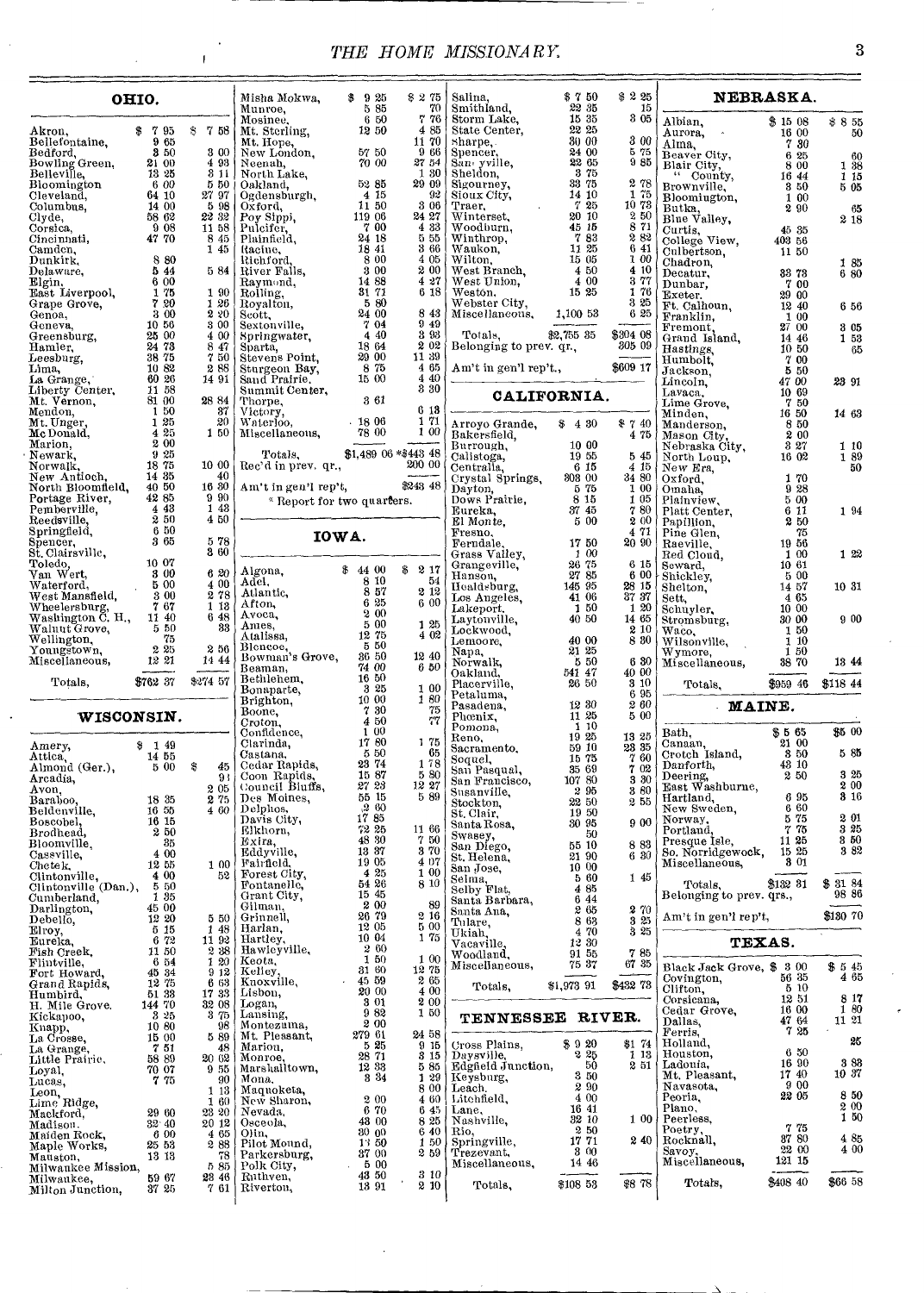## OHIO.

| | | |
|---|---|---|
| Akron, | $ 7 95 | $ 7 58 |
| Bellefontaine, | 9 65 | |
| Bedford, | 3 50 | 3 00 |
| Bowling Green, | 21 00 | 4 93 |
| Belleville, | 13 25 | 3 11 |
| Bloomington | 6 00 | 5 50 |
| Cleveland, | 64 10 | 27 97 |
| Columbus, | 14 00 | 5 98 |
| Clyde, | 58 62 | 22 32 |
| Corsica, | 9 08 | 11 58 |
| Cincinnati, | 47 70 | 8 45 |
| Camden, | | 1 45 |
| Dunkirk, | 8 80 | |
| Delaware, | 5 44 | 5 84 |
| Elgin, | 6 00 | |
| East Liverpool, | 1 75 | 1 90 |
| Grape Grove, | 7 20 | 1 26 |
| Genoa, | 3 00 | 2 20 |
| Geneva, | 10 56 | 3 00 |
| Greensburg, | 25 00 | 4 00 |
| Hamler, | 24 73 | 8 47 |
| Leesburg, | 38 75 | 7 50 |
| Lima, | 10 82 | 2 88 |
| La Grange, | 60 26 | 14 91 |
| Liberty Center, | 11 58 | |
| Mt. Vernon, | 81 00 | 28 84 |
| Mendon, | 1 50 | 37 |
| Mt. Unger, | 1 25 | 20 |
| McDonald, | 4 25 | 1 50 |
| Marion, | 2 00 | |
| Newark, | 9 25 | |
| Norwalk, | 18 75 | 10 00 |
| New Antioch, | 14 35 | 40 |
| North Bloomfield, | 40 50 | 16 30 |
| Portage River, | 42 85 | 9 90 |
| Pemberville, | 4 43 | 1 43 |
| Reedsville, | 2 50 | 4 50 |
| Springfield, | 6 50 | |
| Spencer, | 3 65 | 5 78 |
| St. Clairsville, | | 3 60 |
| Toledo, | 10 07 | |
| Van Wert, | 3 00 | 6 20 |
| Waterford, | 5 00 | 4 00 |
| West Mansfield, | 3 00 | 2 78 |
| Wheelersburg, | 7 67 | 1 18 |
| Washington C. H., | 11 40 | 6 48 |
| Walnut Grove, | 5 50 | 33 |
| Wellington, | 75 | |
| Youngstown, | 2 25 | 2 56 |
| Miscellaneous, | 12 21 | 14 44 |
| Totals, | $762 37 | $274 57 |

## WISCONSIN.

| | | |
|---|---|---|
| Amery, | $ 1 49 | |
| Attica, | 14 55 | |
| Almond (Ger.), | 5 00 | $ 45 |
| Arcadia, | | 91 |
| Avon, | | 2 05 |
| Baraboo, | 18 35 | 2 75 |
| Beldenville, | 16 55 | 4 60 |
| Boscobel, | 16 15 | |
| Brodhead, | 2 50 | |
| Bloomville, | 35 | |
| Cassville, | 4 00 | |
| Chetek, | 12 55 | 1 00 |
| Clintonville, | 4 00 | 52 |
| Clintonville (Dan.), | 5 50 | |
| Cumberland, | 1 35 | |
| Darlington, | 45 00 | |
| Debello, | 12 20 | 5 50 |
| Elroy, | 5 15 | 1 48 |
| Eureka, | 6 72 | 11 92 |
| Fish Creek, | 11 50 | 2 38 |
| Flintville, | 6 54 | 1 20 |
| Fort Howard, | 45 34 | 9 12 |
| Grand Rapids, | 12 75 | 6 63 |
| Humbird, | 51 38 | 17 33 |
| H. Mile Grove. | 144 70 | 32 08 |
| Kickapoo, | 3 25 | 3 75 |
| Knapp, | 10 80 | 98 |
| La Crosse, | 15 00 | 5 89 |
| La Grange, | 7 51 | 48 |
| Little Prairie, | 58 89 | 20 62 |
| Loyal, | 70 07 | 9 55 |
| Lucas, | 7 75 | 90 |
| Leon, | | 1 13 |
| Lime Ridge, | | 1 60 |
| Mackford, | 29 60 | 23 20 |
| Madison, | 32 40 | 20 12 |
| Maiden Rock, | 6 00 | 4 65 |
| Maple Works, | 25 53 | 2 88 |
| Mauston, | 13 13 | 78 |
| Milwaukee Mission, | | 5 85 |
| Milwaukee, | 59 67 | 23 46 |
| Milton Junction, | 37 25 | 7 61 |
| Misha Mokwa, | $ 9 25 | $ 2 75 |
| Munroe, | 5 85 | 70 |
| Mosinee, | 6 50 | 7 76 |
| Mt. Sterling, | 12 50 | 4 85 |
| Mt. Hope, | | 11 70 |
| New London, | 57 50 | 9 66 |
| Neenah, | 70 00 | 27 54 |
| North Lake, | | 1 30 |
| Oakland, | 52 85 | 29 09 |
| Ogdensburgh, | 4 15 | 92 |
| Oxford, | 11 50 | 3 06 |
| Poy Sippi, | 119 06 | 24 27 |
| Pulcifer, | 7 00 | 4 33 |
| Plainfield, | 24 18 | 5 55 |
| Racine, | 18 41 | 3 66 |
| Richford, | 8 00 | 4 05 |
| River Falls, | 3 00 | 2 00 |
| Raymond, | 14 88 | 4 27 |
| Rolling, | 31 71 | 6 18 |
| Royalton, | 5 80 | |
| Scott, | 24 00 | 8 43 |
| Sextonville, | 7 04 | 9 49 |
| Springwater, | 4 40 | 3 93 |
| Sparta, | 18 64 | 2 02 |
| Stevens Point, | 29 00 | 11 39 |
| Sturgeon Bay, | 8 75 | 4 65 |
| Sand Prairie. | 15 00 | 4 40 |
| Summit Center, | | 3 30 |
| Thorpe, | 3 61 | |
| Victory, | | 6 13 |
| Waterloo, | 18 06 | 1 71 |
| Miscellaneous, | 78 00 | 1 00 |
| Totals, | $1,489 06 | *$443 48 |
| Rec'd in prev. qr., | | 200 00 |
| Am't in gen'l rep't, | | $243 48 |

* Report for two quarters.

## IOWA.

| | | |
|---|---|---|
| Algona, | $ 44 00 | $ 2 17 |
| Adel, | 8 10 | 54 |
| Atlantic, | 8 57 | 2 12 |
| Afton, | 6 25 | 6 00 |
| Avoca, | 2 00 | |
| Ames, | 5 00 | 1 25 |
| Atalissa, | 12 75 | 4 02 |
| Blencoe, | 5 50 | |
| Bowman's Grove, | 36 50 | 12 40 |
| Beaman, | 74 00 | 6 50 |
| Bethlehem, | 16 50 | |
| Bonaparte, | 3 25 | 1 00 |
| Brighton, | 10 00 | 1 80 |
| Boone, | 7 30 | 75 |
| Croton, | 4 50 | 77 |
| Confidence, | 1 00 | |
| Clarinda, | 17 80 | 1 75 |
| Castana, | 5 50 | 65 |
| Cedar Rapids, | 23 74 | 1 78 |
| Coon Rapids, | 15 87 | 5 80 |
| Council Bluffs, | 27 23 | 12 27 |
| Des Moines, | 55 15 | 5 89 |
| Delphos, | 2 60 | |
| Davis City, | 17 85 | |
| Elkhorn, | 72 25 | 11 66 |
| Exira, | 48 30 | 7 50 |
| Eddyville, | 13 87 | 3 70 |
| Fairfield, | 19 05 | 4 07 |
| Forest City, | 4 25 | 1 00 |
| Fontanelle, | 54 26 | 8 10 |
| Grant City, | 15 45 | |
| Gilman, | 2 00 | 89 |
| Grinnell, | 26 79 | 2 16 |
| Harlan, | 12 05 | 5 00 |
| Hartley, | 10 04 | 1 75 |
| Hawkeyville, | 2 60 | |
| Keota, | 1 50 | 1 00 |
| Kelley, | 31 60 | 12 75 |
| Knoxville, | 45 59 | 2 65 |
| Lisbon, | 20 00 | 4 00 |
| Logan, | 3 01 | 2 00 |
| Lansing, | 9 82 | 1 50 |
| Montezuma, | 2 00 | |
| Mt. Pleasant, | 279 61 | 24 58 |
| Marion, | 5 25 | 9 15 |
| Monroe, | 28 71 | 3 15 |
| Marshalltown, | 12 33 | 5 85 |
| Mona, | 3 34 | 1 29 |
| Maquoketa, | | 8 00 |
| New Sharon, | 2 00 | 4 60 |
| Nevada, | 6 70 | 6 45 |
| Osceola, | 43 00 | 8 25 |
| Olin, | 30 00 | 6 40 |
| Pilot Mound, | 13 50 | 1 50 |
| Parkersburg, | 37 00 | 2 59 |
| Polk City, | 5 00 | |
| Ruthven, | 43 50 | 3 10 |
| Riverton, | 13 91 | 2 10 |
| Salina, | $ 7 50 | $ 2 25 |
| Smithland, | 23 35 | 15 |
| Storm Lake, | 15 35 | 3 05 |
| State Center, | 22 25 | |
| Sharpe, | 30 00 | 3 00 |
| Spencer, | 24 00 | 5 75 |
| Sandyville, | 22 65 | 9 85 |
| Sheldon, | 3 75 | |
| Sigourney, | 33 75 | 2 78 |
| Sioux City, | 14 10 | 1 75 |
| Traer, | 7 25 | 10 73 |
| Winterset, | 20 10 | 2 50 |
| Woodburn, | 45 15 | 8 71 |
| Winthrop, | 7 83 | 2 82 |
| Waukon, | 11 25 | 6 41 |
| Wilton, | 15 05 | 1 00 |
| West Branch, | 4 50 | 4 10 |
| West Union, | 4 00 | 3 77 |
| Weston, | 15 25 | 1 76 |
| Webster City, | | 3 25 |
| Miscellaneous, | 1,100 53 | 6 25 |
| Totals, | $2,755 35 | $304 08 |
| Belonging to prev. qr., | | 305 09 |
| Am't in gen'l rep't., | | $609 17 |

## CALIFORNIA.

| | | |
|---|---|---|
| Arroyo Grande, | $ 4 30 | $ 7 40 |
| Bakersfield, | | 4 75 |
| Burrough, | 10 00 | |
| Calistoga, | 19 55 | 5 45 |
| Centralia, | 6 15 | 4 15 |
| Crystal Springs, | 308 00 | 34 80 |
| Dayton, | 5 75 | 1 00 |
| Dows Prairie, | 8 15 | 1 05 |
| Eureka, | 37 45 | 7 80 |
| El Monte, | 5 00 | 2 00 |
| Fresno, | | 4 71 |
| Ferndale, | 17 50 | 20 90 |
| Grass Valley, | 1 00 | |
| Grangeville, | 26 75 | 6 15 |
| Hanson, | 27 85 | 6 00 |
| Healdsburg, | 145 95 | 28 15 |
| Los Angeles, | 41 06 | 37 37 |
| Lakeport, | 1 50 | 1 20 |
| Laytonville, | 40 50 | 14 65 |
| Lockwood, | | 2 10 |
| Lemoore, | 40 00 | 8 30 |
| Napa, | 21 25 | |
| Norwalk, | 5 50 | 6 30 |
| Oakland, | 541 47 | 40 00 |
| Placerville, | 26 50 | 3 10 |
| Petaluma, | | 6 95 |
| Pasadena, | 12 30 | 2 60 |
| Phenix, | 11 25 | 5 00 |
| Pomona, | 1 10 | |
| Reno, | 19 25 | 13 25 |
| Sacramento, | 59 10 | 23 35 |
| Soquel, | 15 75 | 7 60 |
| San Pasqual, | 35 69 | 7 02 |
| San Francisco, | 107 80 | 3 30 |
| Susanville, | 2 95 | 3 80 |
| Stockton, | 22 50 | 2 55 |
| St. Clair, | 19 50 | |
| Santa Rosa, | 30 95 | 9 00 |
| Swasey, | 50 | |
| San Diego, | 55 10 | 8 83 |
| St. Helena, | 21 90 | 6 30 |
| San Jose, | 10 00 | |
| Selma, | 5 60 | 1 45 |
| Selby Flat, | 4 85 | |
| Santa Barbara, | 6 44 | |
| Santa Ana, | 2 65 | 2 70 |
| Tulare, | 8 63 | 3 25 |
| Ukiah, | 4 70 | 3 25 |
| Vacaville, | 12 30 | |
| Woodland, | 91 55 | 7 85 |
| Miscellaneous, | 75 37 | 67 35 |
| Totals, | $1,973 91 | $432 73 |

## TENNESSEE RIVER.

| | | |
|---|---|---|
| Cross Plains, | $ 9 20 | $1 74 |
| Daysville, | 2 25 | 1 13 |
| Edgfield Junction, | 50 | 2 51 |
| Keysburg, | 3 50 | |
| Leach, | 2 90 | |
| Litchfield, | 4 00 | |
| Lane, | 16 41 | |
| Nashville, | 32 10 | 1 00 |
| Rio, | 2 50 | |
| Springville, | 17 71 | 2 40 |
| Trezevant, | 3 00 | |
| Miscellaneous, | 14 46 | |
| Totals, | $108 53 | $8 78 |

## NEBRASKA.

| | | |
|---|---|---|
| Albian, | $ 15 08 | $ 8 55 |
| Aurora, | 16 00 | 50 |
| Alma, | 7 30 | |
| Beaver City, | 6 25 | 60 |
| Blair City, | 8 00 | 1 38 |
| " County, | 16 44 | 1 15 |
| Brownville, | 3 50 | 5 05 |
| Bloomington, | 1 00 | |
| Butka, | 2 90 | 65 |
| Blue Valley, | | 2 18 |
| Curtis, | 45 35 | |
| College View, | 403 56 | |
| Culbertson, | 11 50 | |
| Chadron, | | 1 85 |
| Decatur, | 33 73 | 6 80 |
| Dunbar, | 7 00 | |
| Exeter, | 29 00 | |
| Ft. Calhoun, | 12 40 | 6 56 |
| Franklin, | 1 00 | |
| Fremont, | 27 00 | 3 05 |
| Grand Island, | 14 46 | 1 53 |
| Hastings, | 10 50 | 65 |
| Humbolt, | 7 00 | |
| Jackson, | 5 50 | |
| Lincoln, | 47 00 | 23 91 |
| Lavaca, | 10 69 | |
| Lime Grove, | 7 50 | |
| Minden, | 16 50 | 14 63 |
| Manderson, | 8 50 | |
| Mason City, | 2 00 | |
| Nebraska City, | 3 27 | 1 10 |
| North Loup, | 16 02 | 1 89 |
| New Era, | | 50 |
| Oxford, | 1 70 | |
| Omaha, | 9 28 | |
| Plainview, | 5 00 | |
| Platt Center, | 6 11 | 1 94 |
| Papillion, | 2 50 | |
| Pine Glen, | 75 | |
| Raeville, | 19 56 | |
| Red Cloud, | 1 00 | 1 22 |
| Seward, | 10 61 | |
| Shickley, | 5 00 | |
| Shelton, | 14 57 | 10 31 |
| Sett, | 4 65 | |
| Schuyler, | 10 00 | |
| Stromsburg, | 30 00 | 9 00 |
| Waco, | 1 50 | |
| Wilsonville, | 1 10 | |
| Wymore, | 1 50 | |
| Miscellaneous, | 38 70 | 18 44 |
| Totals, | $959 46 | $118 44 |

## MAINE.

| | | |
|---|---|---|
| Bath, | $ 5 65 | $5 00 |
| Canaan, | 21 00 | |
| Crotch Island, | 3 50 | 5 85 |
| Danforth, | 43 10 | |
| Deering, | 2 50 | 3 25 |
| East Washburne, | | 2 00 |
| Hartland, | 6 95 | 3 16 |
| New Sweden, | 6 60 | |
| Norway, | 5 75 | 2 01 |
| Portland, | 7 75 | 3 25 |
| Presque Isle, | 11 25 | 3 50 |
| So. Norridgewock, | 15 25 | 3 82 |
| Miscellaneous, | 3 01 | |
| Totals, | $132 31 | $ 31 84 |
| Belonging to prev. qrs., | | 98 86 |
| Am't in gen'l rep't, | | $130 70 |

## TEXAS.

| | | |
|---|---|---|
| Black Jack Grove, | $ 3 00 | $ 5 45 |
| Covington, | 56 35 | 4 65 |
| Clifton, | 5 10 | |
| Corsicana, | 12 51 | 8 17 |
| Cedar Grove, | 16 00 | 1 80 |
| Dallas, | 47 64 | 11 21 |
| Ferris, | 7 25 | |
| Holland, | | 25 |
| Houston, | 6 50 | |
| Ladonia, | 16 90 | 3 88 |
| Mt. Pleasant, | 17 40 | 10 37 |
| Navasota, | 9 00 | |
| Peoria, | 22 05 | 8 50 |
| Plano, | | 2 00 |
| Peerless, | | 1 50 |
| Poetry, | 7 75 | |
| Rocknall, | 37 80 | 4 85 |
| Savoy, | 22 00 | 4 00 |
| Miscellaneous, | 121 15 | |
| Totals, | $408 40 | $66 58 |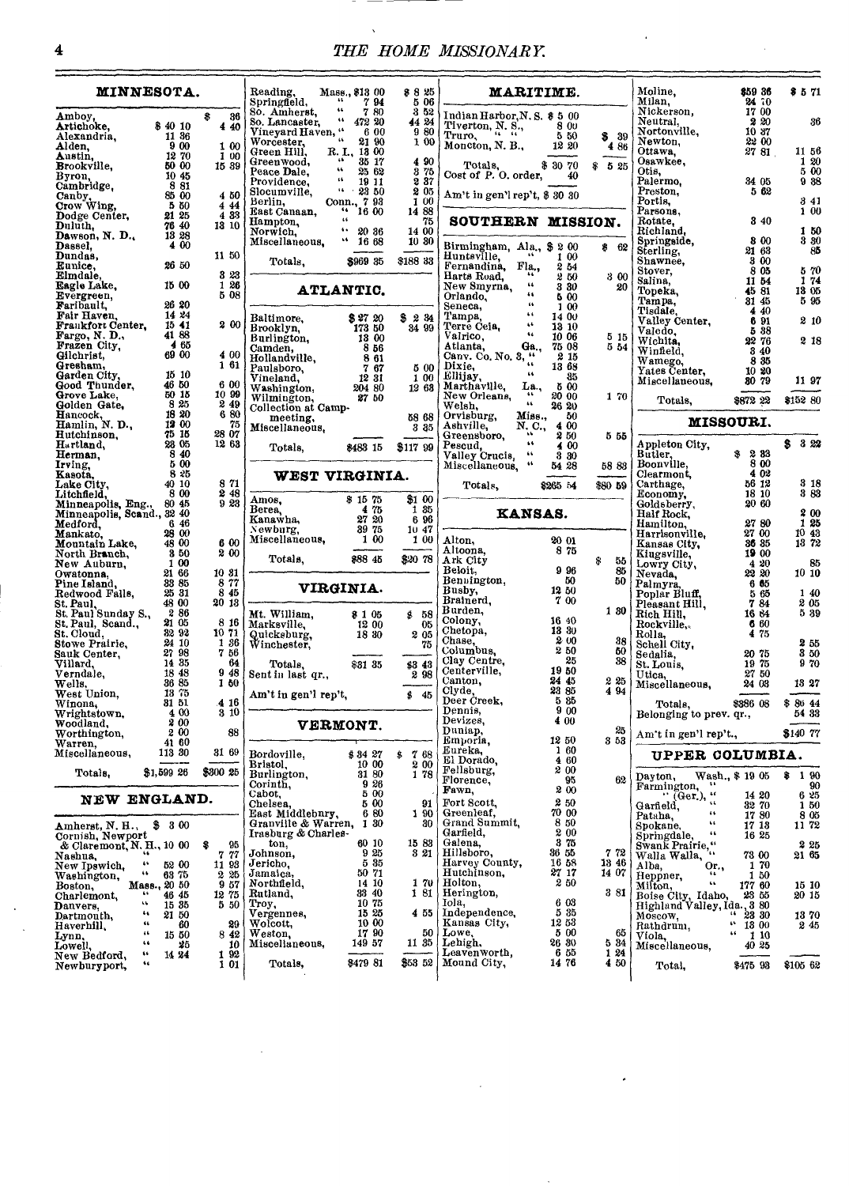## MINNESOTA.

| | | |
|---|---|---|
| Amboy, | | $ 36 |
| Artichoke, | $ 40 10 | 4 40 |
| Alexandria, | 11 36 | |
| Alden, | 9 00 | 1 00 |
| Austin, | 12 70 | 1 00 |
| Brookville, | 50 00 | 15 39 |
| Byron, | 10 45 | |
| Cambridge, | 8 81 | |
| Canby, | 85 00 | 4 50 |
| Crow Wing, | 5 50 | 4 44 |
| Dodge Center, | 21 25 | 4 33 |
| Duluth, | 76 40 | 13 10 |
| Dawson, N. D., | 13 28 | |
| Dassel, | 4 00 | |
| Dundas, | | 11 50 |
| Eunice, | 26 50 | |
| Elmdale, | | 3 23 |
| Eagle Lake, | 15 00 | 1 26 |
| Evergreen, | | 5 08 |
| Faribault, | 26 20 | |
| Fair Haven, | 14 24 | |
| Frankfort Center, | 15 41 | 2 00 |
| Fargo, N. D., | 41 88 | |
| Frazen City, | 4 65 | |
| Gilchrist, | 69 00 | 4 00 |
| Gresham, | | 1 61 |
| Garden City, | 15 10 | |
| Good Thunder, | 46 50 | 6 00 |
| Grove Lake, | 50 15 | 10 99 |
| Golden Gate, | 8 25 | 2 49 |
| Hancock, | 18 20 | 6 80 |
| Hamlin, N. D., | 12 00 | 75 |
| Hutchinson, | 75 15 | 28 07 |
| Hartland, | 28 05 | 12 63 |
| Herman, | 8 40 | |
| Irving, | 5 00 | |
| Kasota, | 8 25 | |
| Lake City, | 40 10 | 8 71 |
| Litchfield, | 8 00 | 2 48 |
| Minneapolis, Eng., | 80 45 | 9 23 |
| Minneapolis, Scand., | 32 40 | |
| Medford, | 6 46 | |
| Mankato, | 28 00 | |
| Mountain Lake, | 48 00 | 6 00 |
| North Branch, | 3 50 | 2 00 |
| New Auburn, | 1 00 | |
| Owatonna, | 21 66 | 10 31 |
| Pine Island, | 33 85 | 8 77 |
| Redwood Falls, | 25 31 | 8 45 |
| St. Paul, | 48 00 | 20 13 |
| St. Paul Sunday S., | 2 86 | |
| St. Paul, Scand., | 21 05 | 8 16 |
| St. Cloud, | 32 92 | 10 71 |
| Stowe Prairie, | 24 10 | 1 36 |
| Sauk Center, | 27 98 | 7 56 |
| Villard, | 14 35 | 64 |
| Verndale, | 18 48 | 9 48 |
| Wells, | 36 85 | 1 50 |
| West Union, | 13 75 | |
| Winona, | 31 51 | 4 16 |
| Wrightstown, | 4 00 | 3 10 |
| Woodland, | 2 00 | |
| Worthington, | 2 00 | 88 |
| Warren, | 41 60 | |
| Miscellaneous, | 113 30 | 31 69 |
| Totals, | $1,599 26 | $300 25 |

## NEW ENGLAND.

| | | | |
|---|---|---|---|
| Amherst, | N. H., | $ 3 00 | |
| Cornish, Newport & Claremont, | N. H., | 10 00 | $ 95 |
| Nashua, | " | | 7 77 |
| New Ipswich, | " | 52 00 | 11 93 |
| Washington, | " | 63 75 | 2 25 |
| Boston, | Mass., | 20 50 | 9 57 |
| Charlemont, | " | 46 45 | 12 75 |
| Danvers, | " | 15 35 | 5 50 |
| Dartmouth, | " | 21 50 | |
| Haverhill, | " | 60 | 29 |
| Lynn, | " | 15 50 | 8 42 |
| Lowell, | " | 25 | 10 |
| New Bedford, | " | 14 24 | 1 92 |
| Newburyport, | " | | 1 01 |
| Reading, | Mass., | $13 00 | $ 8 25 |
| Springfield, | " | 7 94 | 5 06 |
| So. Amherst, | " | 7 80 | 3 52 |
| So. Lancaster, | " | 472 20 | 44 24 |
| Vineyard Haven, | " | 6 00 | 9 80 |
| Worcester, | " | 21 90 | 1 00 |
| Green Hill, | R. I., | 13 00 | |
| Greenwood, | " | 35 17 | 4 90 |
| Peace Dale, | " | 25 62 | 3 75 |
| Providence, | " | 19 11 | 2 37 |
| Slocumville, | " | 23 50 | 2 05 |
| Berlin, | Conn., | 7 93 | 1 00 |
| East Canaan, | " | 16 00 | 14 88 |
| Hampton, | " | | 75 |
| Norwich, | " | 20 36 | 14 00 |
| Miscellaneous, | " | 16 68 | 10 30 |
| Totals, | | $969 35 | $188 33 |

## ATLANTIC.

| | | |
|---|---|---|
| Baltimore, | $ 27 20 | $ 2 34 |
| Brooklyn, | 173 50 | 34 99 |
| Burlington, | 13 00 | |
| Camden, | 8 56 | |
| Hollandville, | 8 61 | |
| Paulsboro, | 7 67 | 5 00 |
| Vineland, | 12 31 | 1 00 |
| Washington, | 204 80 | 12 63 |
| Wilmington, | 27 50 | |
| Collection at Camp-meeting, | | 58 68 |
| Miscellaneous, | | 3 35 |
| Totals, | $483 15 | $117 99 |

## WEST VIRGINIA.

| | | |
|---|---|---|
| Amos, | $ 15 75 | $1 00 |
| Berea, | 4 75 | 1 35 |
| Kanawha, | 27 20 | 6 96 |
| Newburg, | 39 75 | 10 47 |
| Miscellaneous, | 1 00 | 1 00 |
| Totals, | $88 45 | $20 78 |

## VIRGINIA.

| | | |
|---|---|---|
| Mt. William, | $ 1 05 | $ 58 |
| Marksville, | 12 00 | 05 |
| Quicksburg, | 18 30 | 2 05 |
| Winchester, | | 75 |
| Totals, | $31 35 | $3 43 |
| Sent in last qr., | | 2 98 |
| Am't in gen'l rep't, | | $ 45 |

## VERMONT.

| | | |
|---|---|---|
| Bordoville, | $ 34 27 | $ 7 68 |
| Bristol, | 10 00 | 2 00 |
| Burlington, | 31 80 | 1 78 |
| Corinth, | 9 26 | |
| Cabot, | 5 00 | |
| Chelsea, | 5 00 | 91 |
| East Middlebury, | 6 80 | 1 90 |
| Granville & Warren, | 1 30 | 30 |
| Irasburg & Charleston, | 60 10 | 15 83 |
| Johnson, | 9 25 | 3 21 |
| Jericho, | 5 35 | |
| Jamaica, | 50 71 | |
| Northfield, | 14 10 | 1 70 |
| Rutland, | 33 40 | 1 81 |
| Troy, | 10 75 | |
| Vergennes, | 15 25 | 4 55 |
| Wolcott, | 10 00 | |
| Weston, | 17 90 | 50 |
| Miscellaneous, | 149 57 | 11 35 |
| Totals, | $479 81 | $53 52 |

## MARITIME.

| | | |
|---|---|---|
| Indian Harbor, N. S. | $ 5 00 | |
| Tiverton, N. S., | 8 00 | |
| Truro, " " | 5 50 | $ 39 |
| Moncton, N. B., | 12 20 | 4 86 |
| Totals, | $ 30 70 | $ 5 25 |
| Cost of P. O. order, | 40 | |
| Am't in gen'l rep't, | $ 30 30 | |

## SOUTHERN MISSION.

| | | | |
|---|---|---|---|
| Birmingham, | Ala., | $ 2 00 | $ 62 |
| Huntsville, | " | 1 00 | |
| Fernandina, | Fla., | 2 54 | |
| Harts Road, | " | 2 50 | 3 00 |
| New Smyrna, | " | 3 30 | 20 |
| Orlando, | " | 5 00 | |
| Seneca, | " | 1 00 | |
| Tampa, | " | 14 00 | |
| Terre Ceia, | " | 13 10 | |
| Valrico, | " | 10 06 | 5 15 |
| Atlanta, | Ga., | 75 08 | 5 54 |
| Canv. Co. No. 3, | " | 2 15 | |
| Dixie, | " | 13 68 | |
| Ellijay, | " | 35 | |
| Marthaville, | La., | 5 00 | |
| New Orleans, | " | 20 00 | 1 70 |
| Welsh, | " | 26 20 | |
| Orvisburg, | Miss., | 50 | |
| Ashville, | N. C., | 4 00 | |
| Greensboro, | " | 2 50 | 5 55 |
| Pescud, | " | 4 00 | |
| Valley Crucis, | " | 3 30 | |
| Miscellaneous, | " | 54 28 | 58 83 |
| Totals, | | $265 54 | $80 59 |

## KANSAS.

| | | |
|---|---|---|
| Alton, | 20 01 | |
| Altoona, | 8 75 | |
| Ark City | | $ 55 |
| Beloit, | 9 96 | 85 |
| Bennington, | 50 | 50 |
| Busby, | 12 50 | |
| Brainerd, | 7 00 | |
| Burden, | | 1 30 |
| Colony, | 16 40 | |
| Chetopa, | 13 30 | |
| Chase, | 2 00 | 38 |
| Columbus, | 2 50 | 50 |
| Clay Centre, | 25 | 38 |
| Centerville, | 19 50 | |
| Canton, | 24 45 | 2 25 |
| Clyde, | 23 85 | 4 94 |
| Deer Creek, | 5 85 | |
| Dennis, | 9 00 | |
| Devizes, | 4 00 | |
| Dunlap, | | 25 |
| Emporia, | 12 50 | 3 53 |
| Eureka, | 1 60 | |
| El Dorado, | 4 60 | |
| Fellsburg, | 2 00 | |
| Florence, | 95 | 62 |
| Fawn, | 2 00 | |
| Fort Scott, | 2 50 | |
| Greenleaf, | 70 00 | |
| Grand Summit, | 8 50 | |
| Garfield, | 2 00 | |
| Galena, | 3 75 | |
| Hillsboro, | 36 55 | 7 72 |
| Harvey County, | 16 58 | 13 46 |
| Hutchinson, | 27 17 | 14 07 |
| Holton, | 2 50 | |
| Herington, | | 3 81 |
| Iola, | 6 03 | |
| Independence, | 5 35 | |
| Kansas City, | 12 53 | |
| Lowe, | 5 00 | 65 |
| Lehigh, | 26 30 | 5 34 |
| Leavenworth, | 6 55 | 1 24 |
| Mound City, | 14 76 | 4 50 |
| Moline, | $59 36 | $ 5 71 |
| Milan, | 24 10 | |
| Nickerson, | 17 00 | |
| Neutral, | 2 20 | 36 |
| Nortonville, | 10 27 | |
| Newton, | 22 00 | |
| Ottawa, | 27 81 | 11 56 |
| Osawkee, | | 1 20 |
| Otis, | | 5 00 |
| Palermo, | 34 05 | 9 38 |
| Preston, | 5 62 | |
| Portis, | | 3 41 |
| Parsons, | | 1 00 |
| Rotate, | 3 40 | |
| Richland, | | 1 50 |
| Springside, | 8 00 | 3 30 |
| Sterling, | 21 63 | 85 |
| Shawnee, | 3 00 | |
| Stover, | 8 05 | 5 70 |
| Salina, | 11 54 | 1 74 |
| Topeka, | 45 81 | 13 05 |
| Tampa, | 31 45 | 5 95 |
| Tisdale, | 4 40 | |
| Valley Center, | 6 91 | 2 10 |
| Valedo, | 5 38 | |
| Wichita, | 22 76 | 2 18 |
| Winfield, | 3 40 | |
| Wamego, | 8 35 | |
| Yates Center, | 10 20 | |
| Miscellaneous, | 80 79 | 11 97 |
| Totals, | $872 22 | $152 80 |

## MISSOURI.

| | | |
|---|---|---|
| Appleton City, | | $ 3 22 |
| Butler, | $ 2 33 | |
| Boonville, | 3 00 | |
| Clearmont, | 4 02 | |
| Carthage, | 56 12 | 3 18 |
| Economy, | 18 10 | 3 83 |
| Goldsberry, | 20 60 | |
| Half Rock, | | 2 00 |
| Hamilton, | 27 80 | 1 25 |
| Harrisonville, | 27 00 | 10 43 |
| Kansas City, | 36 35 | 13 72 |
| Kingsville, | 19 00 | |
| Lowry City, | 4 20 | 85 |
| Nevada, | 22 20 | 10 10 |
| Palmyra, | 6 65 | |
| Poplar Bluff, | 5 65 | 1 40 |
| Pleasant Hill, | 7 84 | 2 05 |
| Rich Hill, | 16 84 | 5 39 |
| Rockville, | 6 60 | |
| Rolla, | 4 75 | |
| Schell City, | | 2 55 |
| Sedalia, | 20 75 | 3 50 |
| St. Louis, | 19 75 | 9 70 |
| Utica, | 27 50 | |
| Miscellaneous, | 24 03 | 13 27 |
| Totals, | $386 08 | $ 86 44 |
| Belonging to prev. qr., | | 54 33 |
| Am't in gen'l rep't, | | $140 77 |

## UPPER COLUMBIA.

| | | | |
|---|---|---|---|
| Dayton, | Wash., | $ 19 05 | $ 1 90 |
| Farmington, | " | | 90 |
| " (Ger.), | " | 14 20 | 6 25 |
| Garfield, | " | 32 70 | 1 50 |
| Pataha, | " | 17 80 | 8 05 |
| Spokane, | " | 17 13 | 11 72 |
| Springdale, | " | 16 25 | |
| Swank Prairie, | " | | 2 25 |
| Walla Walla, | " | 73 00 | 21 65 |
| Alba, | Or., | 1 70 | |
| Heppner, | " | 1 50 | |
| Milton, | " | 177 60 | 15 10 |
| Boise City, | Idaho, | 23 55 | 20 15 |
| Highland Valley, | Ida., | 3 80 | |
| Moscow, | " | 23 30 | 13 70 |
| Rathdrum, | " | 13 00 | 2 45 |
| Viola, | " | 1 10 | |
| Miscellaneous, | | 40 25 | |
| Total, | | $475 93 | $105 62 |